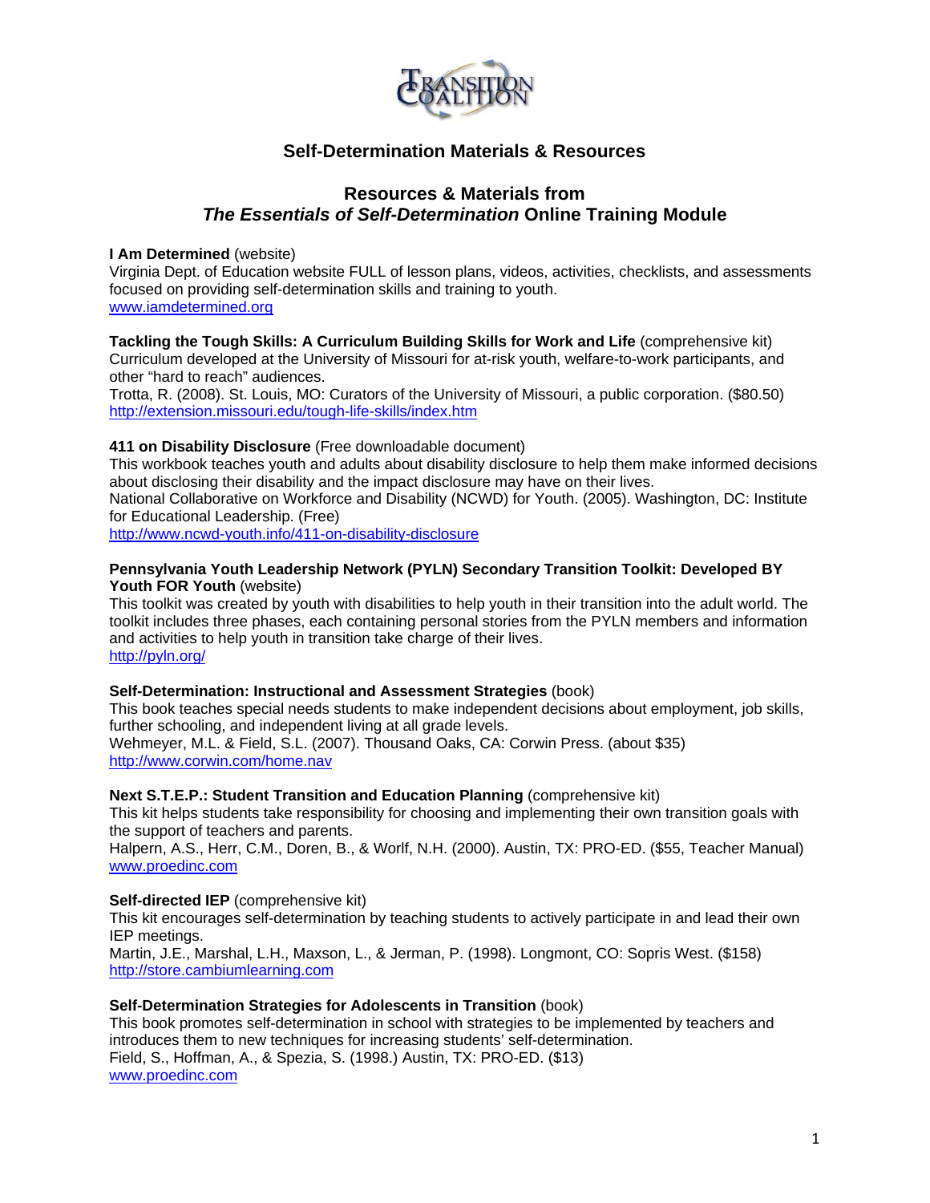# Self-Determination Materials & Resources

## Resources & Materials from *The Essentials of Self-Determination* Online Training Module

**I Am Determined** (website)
Virginia Dept. of Education website FULL of lesson plans, videos, activities, checklists, and assessments focused on providing self-determination skills and training to youth.
www.iamdetermined.org

**Tackling the Tough Skills: A Curriculum Building Skills for Work and Life** (comprehensive kit)
Curriculum developed at the University of Missouri for at-risk youth, welfare-to-work participants, and other "hard to reach" audiences.
Trotta, R. (2008). St. Louis, MO: Curators of the University of Missouri, a public corporation. ($80.50)
http://extension.missouri.edu/tough-life-skills/index.htm

**411 on Disability Disclosure** (Free downloadable document)
This workbook teaches youth and adults about disability disclosure to help them make informed decisions about disclosing their disability and the impact disclosure may have on their lives.
National Collaborative on Workforce and Disability (NCWD) for Youth. (2005). Washington, DC: Institute for Educational Leadership. (Free)
http://www.ncwd-youth.info/411-on-disability-disclosure

**Pennsylvania Youth Leadership Network (PYLN) Secondary Transition Toolkit: Developed BY Youth FOR Youth** (website)
This toolkit was created by youth with disabilities to help youth in their transition into the adult world. The toolkit includes three phases, each containing personal stories from the PYLN members and information and activities to help youth in transition take charge of their lives.
http://pyln.org/

**Self-Determination: Instructional and Assessment Strategies** (book)
This book teaches special needs students to make independent decisions about employment, job skills, further schooling, and independent living at all grade levels.
Wehmeyer, M.L. & Field, S.L. (2007). Thousand Oaks, CA: Corwin Press. (about $35)
http://www.corwin.com/home.nav

**Next S.T.E.P.: Student Transition and Education Planning** (comprehensive kit)
This kit helps students take responsibility for choosing and implementing their own transition goals with the support of teachers and parents.
Halpern, A.S., Herr, C.M., Doren, B., & Worlf, N.H. (2000). Austin, TX: PRO-ED. ($55, Teacher Manual)
www.proedinc.com

**Self-directed IEP** (comprehensive kit)
This kit encourages self-determination by teaching students to actively participate in and lead their own IEP meetings.
Martin, J.E., Marshal, L.H., Maxson, L., & Jerman, P. (1998). Longmont, CO: Sopris West. ($158)
http://store.cambiumlearning.com

**Self-Determination Strategies for Adolescents in Transition** (book)
This book promotes self-determination in school with strategies to be implemented by teachers and introduces them to new techniques for increasing students' self-determination.
Field, S., Hoffman, A., & Spezia, S. (1998.) Austin, TX: PRO-ED. ($13)
www.proedinc.com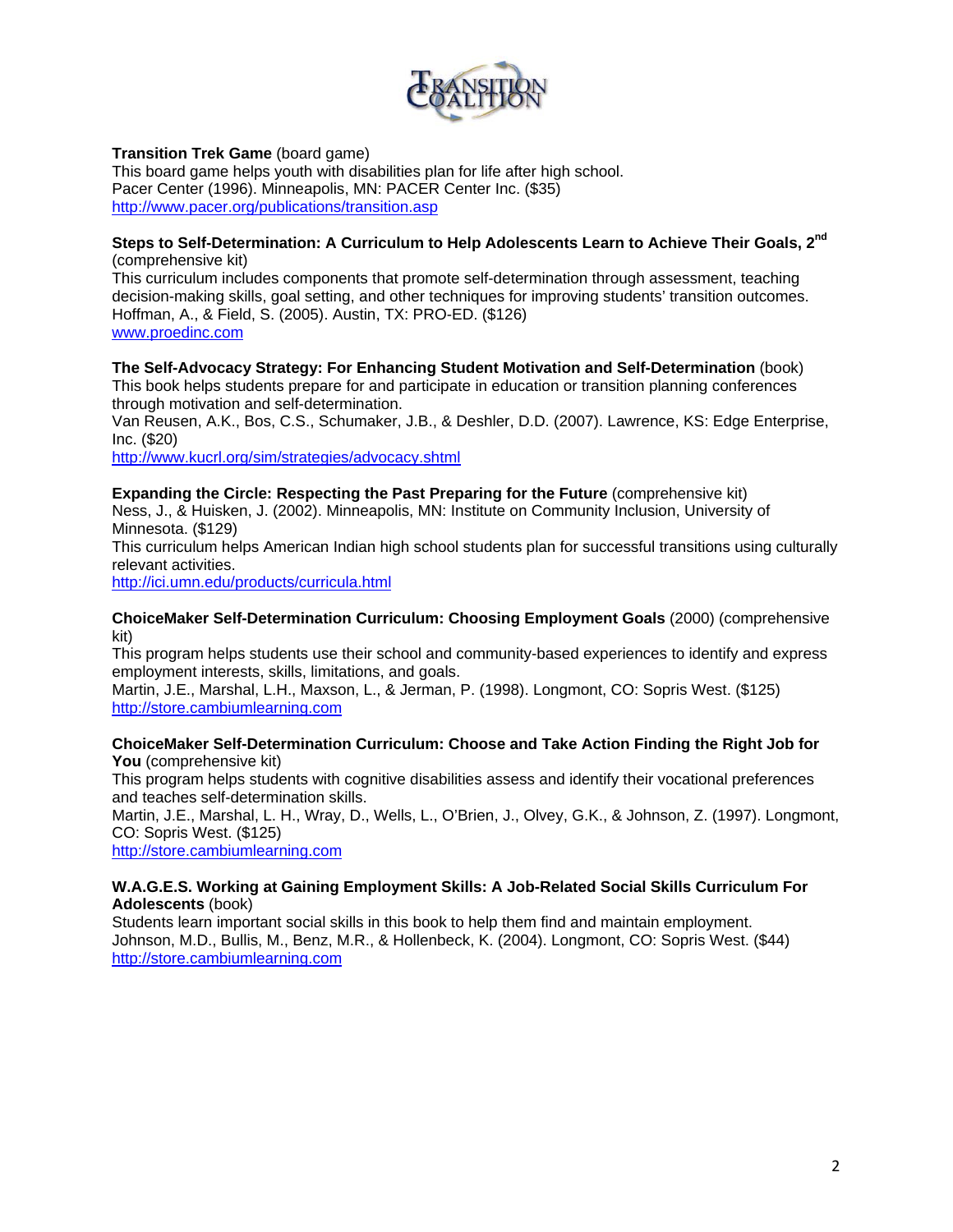**Transition Trek Game** (board game)
This board game helps youth with disabilities plan for life after high school.
Pacer Center (1996). Minneapolis, MN: PACER Center Inc. ($35)
http://www.pacer.org/publications/transition.asp

**Steps to Self-Determination: A Curriculum to Help Adolescents Learn to Achieve Their Goals, 2nd** (comprehensive kit)
This curriculum includes components that promote self-determination through assessment, teaching decision-making skills, goal setting, and other techniques for improving students' transition outcomes.
Hoffman, A., & Field, S. (2005). Austin, TX: PRO-ED. ($126)
www.proedinc.com

**The Self-Advocacy Strategy: For Enhancing Student Motivation and Self-Determination** (book)
This book helps students prepare for and participate in education or transition planning conferences through motivation and self-determination.
Van Reusen, A.K., Bos, C.S., Schumaker, J.B., & Deshler, D.D. (2007). Lawrence, KS: Edge Enterprise, Inc. ($20)
http://www.kucrl.org/sim/strategies/advocacy.shtml

**Expanding the Circle: Respecting the Past Preparing for the Future** (comprehensive kit)
Ness, J., & Huisken, J. (2002). Minneapolis, MN: Institute on Community Inclusion, University of Minnesota. ($129)
This curriculum helps American Indian high school students plan for successful transitions using culturally relevant activities.
http://ici.umn.edu/products/curricula.html

**ChoiceMaker Self-Determination Curriculum: Choosing Employment Goals** (2000) (comprehensive kit)
This program helps students use their school and community-based experiences to identify and express employment interests, skills, limitations, and goals.
Martin, J.E., Marshal, L.H., Maxson, L., & Jerman, P. (1998). Longmont, CO: Sopris West. ($125)
http://store.cambiumlearning.com

**ChoiceMaker Self-Determination Curriculum: Choose and Take Action Finding the Right Job for You** (comprehensive kit)
This program helps students with cognitive disabilities assess and identify their vocational preferences and teaches self-determination skills.
Martin, J.E., Marshal, L. H., Wray, D., Wells, L., O'Brien, J., Olvey, G.K., & Johnson, Z. (1997). Longmont, CO: Sopris West. ($125)
http://store.cambiumlearning.com

**W.A.G.E.S. Working at Gaining Employment Skills: A Job-Related Social Skills Curriculum For Adolescents** (book)
Students learn important social skills in this book to help them find and maintain employment.
Johnson, M.D., Bullis, M., Benz, M.R., & Hollenbeck, K. (2004). Longmont, CO: Sopris West. ($44)
http://store.cambiumlearning.com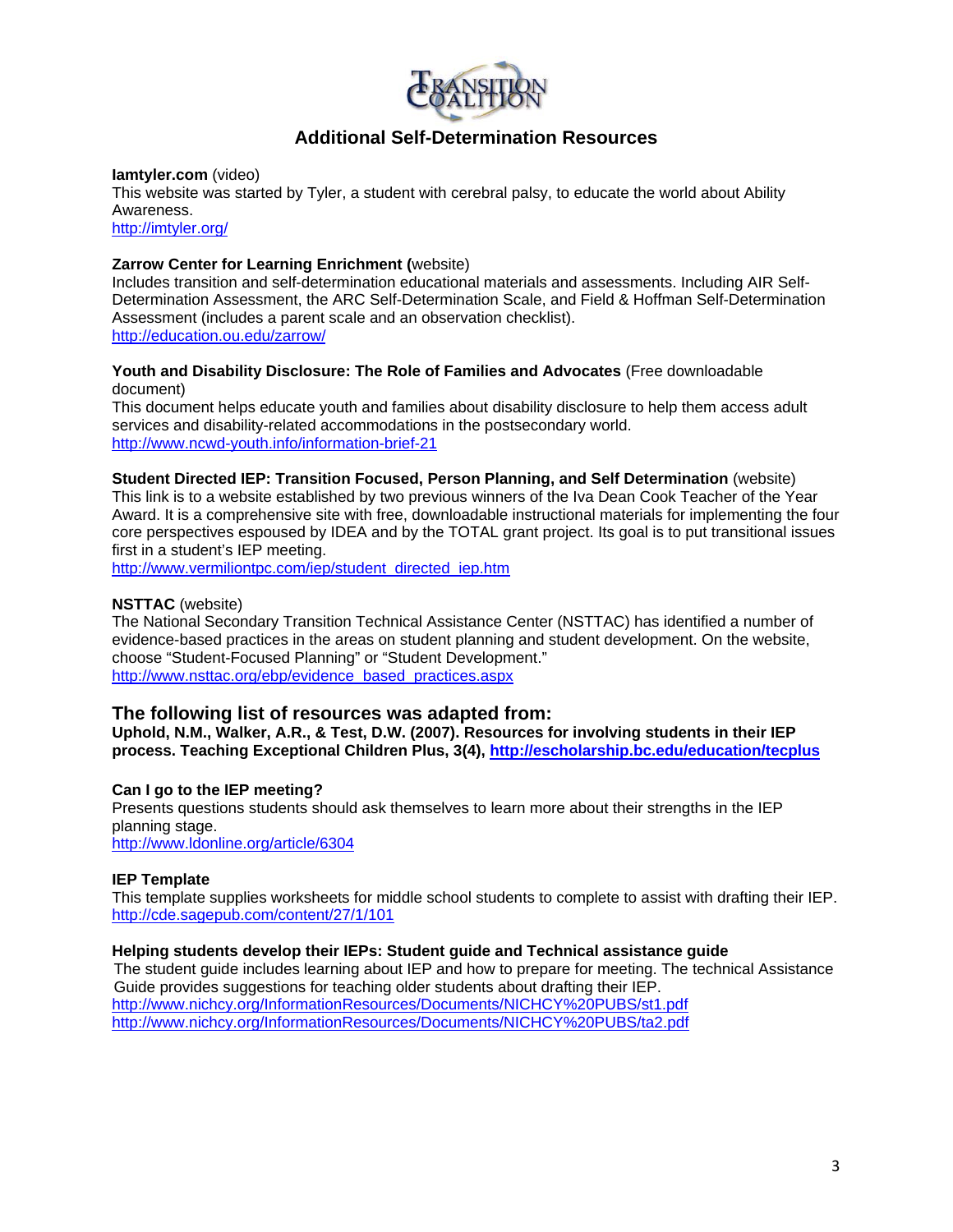## Additional Self-Determination Resources

**Iamtyler.com** (video)
This website was started by Tyler, a student with cerebral palsy, to educate the world about Ability Awareness.
http://imtyler.org/

**Zarrow Center for Learning Enrichment (**website)
Includes transition and self-determination educational materials and assessments. Including AIR Self-Determination Assessment, the ARC Self-Determination Scale, and Field & Hoffman Self-Determination Assessment (includes a parent scale and an observation checklist).
http://education.ou.edu/zarrow/

**Youth and Disability Disclosure: The Role of Families and Advocates** (Free downloadable document)
This document helps educate youth and families about disability disclosure to help them access adult services and disability-related accommodations in the postsecondary world.
http://www.ncwd-youth.info/information-brief-21

**Student Directed IEP: Transition Focused, Person Planning, and Self Determination** (website)
This link is to a website established by two previous winners of the Iva Dean Cook Teacher of the Year Award. It is a comprehensive site with free, downloadable instructional materials for implementing the four core perspectives espoused by IDEA and by the TOTAL grant project. Its goal is to put transitional issues first in a student's IEP meeting.
http://www.vermiliontpc.com/iep/student_directed_iep.htm

**NSTTAC** (website)
The National Secondary Transition Technical Assistance Center (NSTTAC) has identified a number of evidence-based practices in the areas on student planning and student development. On the website, choose "Student-Focused Planning" or "Student Development."
http://www.nsttac.org/ebp/evidence_based_practices.aspx

### The following list of resources was adapted from:

**Uphold, N.M., Walker, A.R., & Test, D.W. (2007). Resources for involving students in their IEP process. Teaching Exceptional Children Plus, 3(4), http://escholarship.bc.edu/education/tecplus**

**Can I go to the IEP meeting?**
Presents questions students should ask themselves to learn more about their strengths in the IEP planning stage.
http://www.ldonline.org/article/6304

**IEP Template**
This template supplies worksheets for middle school students to complete to assist with drafting their IEP.
http://cde.sagepub.com/content/27/1/101

**Helping students develop their IEPs: Student guide and Technical assistance guide**
The student guide includes learning about IEP and how to prepare for meeting. The technical Assistance Guide provides suggestions for teaching older students about drafting their IEP.
http://www.nichcy.org/InformationResources/Documents/NICHCY%20PUBS/st1.pdf
http://www.nichcy.org/InformationResources/Documents/NICHCY%20PUBS/ta2.pdf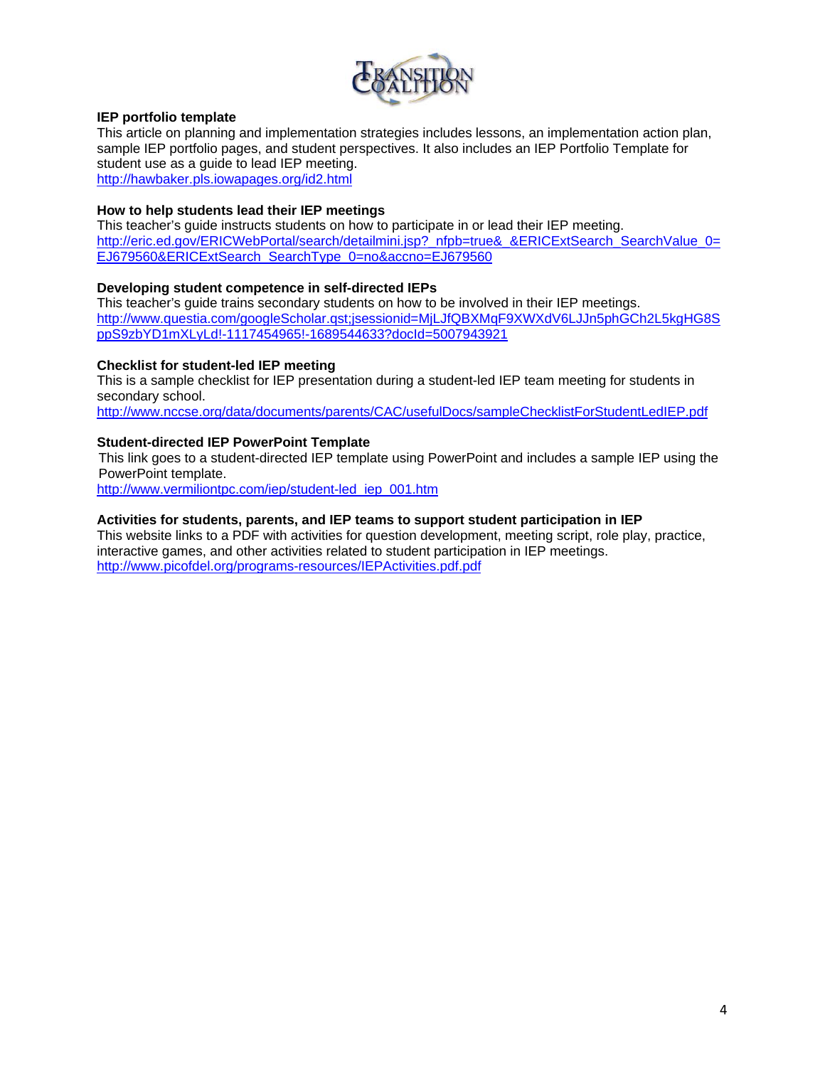**IEP portfolio template**

This article on planning and implementation strategies includes lessons, an implementation action plan, sample IEP portfolio pages, and student perspectives. It also includes an IEP Portfolio Template for student use as a guide to lead IEP meeting.

http://hawbaker.pls.iowapages.org/id2.html

**How to help students lead their IEP meetings**

This teacher's guide instructs students on how to participate in or lead their IEP meeting.

http://eric.ed.gov/ERICWebPortal/search/detailmini.jsp?_nfpb=true&_&ERICExtSearch_SearchValue_0=EJ679560&ERICExtSearch_SearchType_0=no&accno=EJ679560

**Developing student competence in self-directed IEPs**

This teacher's guide trains secondary students on how to be involved in their IEP meetings.

http://www.questia.com/googleScholar.qst;jsessionid=MjLJfQBXMqF9XWXdV6LJJn5phGCh2L5kgHG8SppS9zbYD1mXLyLd!-1117454965!-1689544633?docId=5007943921

**Checklist for student-led IEP meeting**

This is a sample checklist for IEP presentation during a student-led IEP team meeting for students in secondary school.

http://www.nccse.org/data/documents/parents/CAC/usefulDocs/sampleChecklistForStudentLedIEP.pdf

**Student-directed IEP PowerPoint Template**

This link goes to a student-directed IEP template using PowerPoint and includes a sample IEP using the PowerPoint template.

http://www.vermiliontpc.com/iep/student-led_iep_001.htm

**Activities for students, parents, and IEP teams to support student participation in IEP**

This website links to a PDF with activities for question development, meeting script, role play, practice, interactive games, and other activities related to student participation in IEP meetings.

http://www.picofdel.org/programs-resources/IEPActivities.pdf.pdf